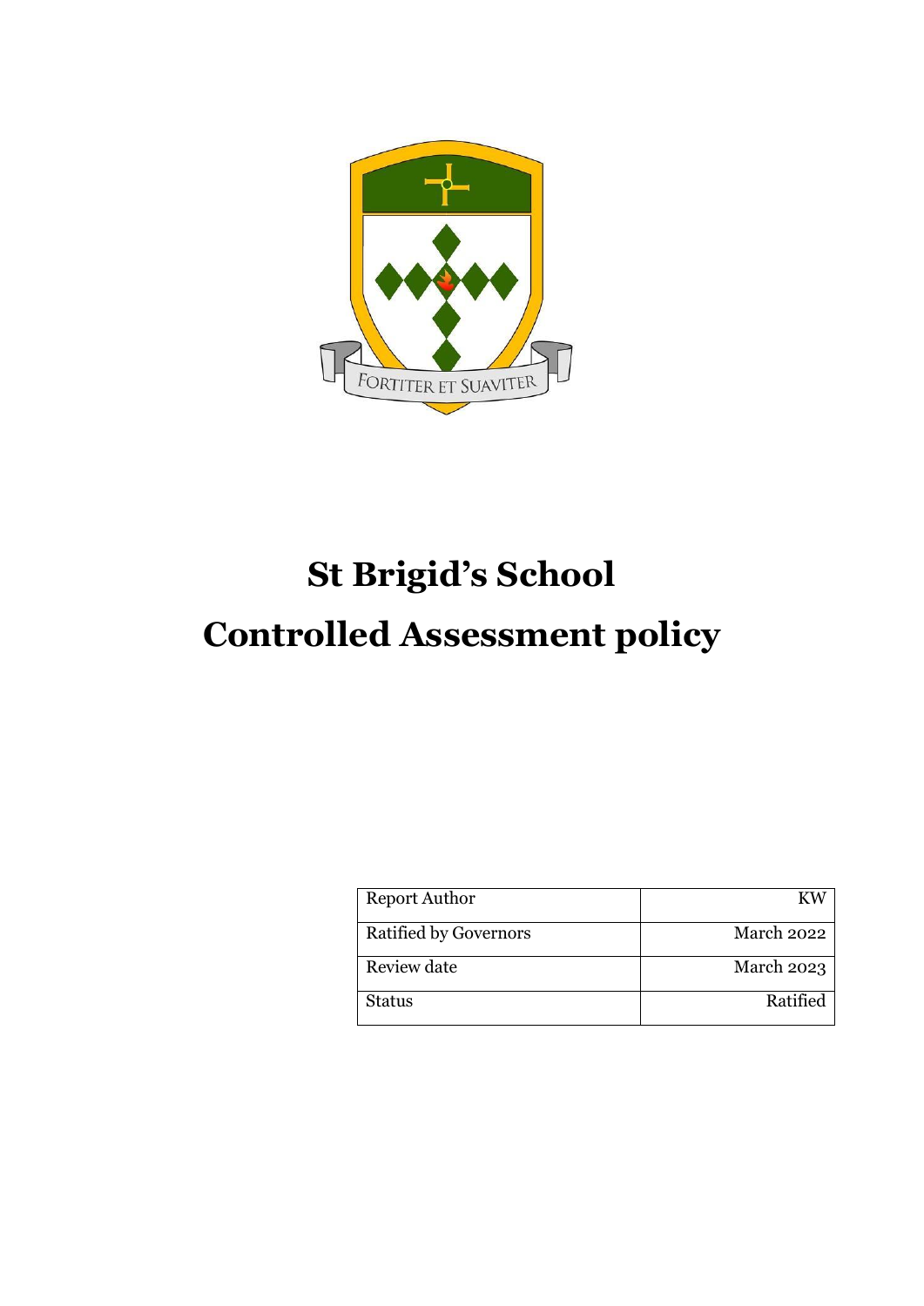# St Brigid's School

# Controlled Assessment policy

| Report Author | KW |
|---|---|
| Ratified by Governors | March 2022 |
| Review date | March 2023 |
| Status | Ratified |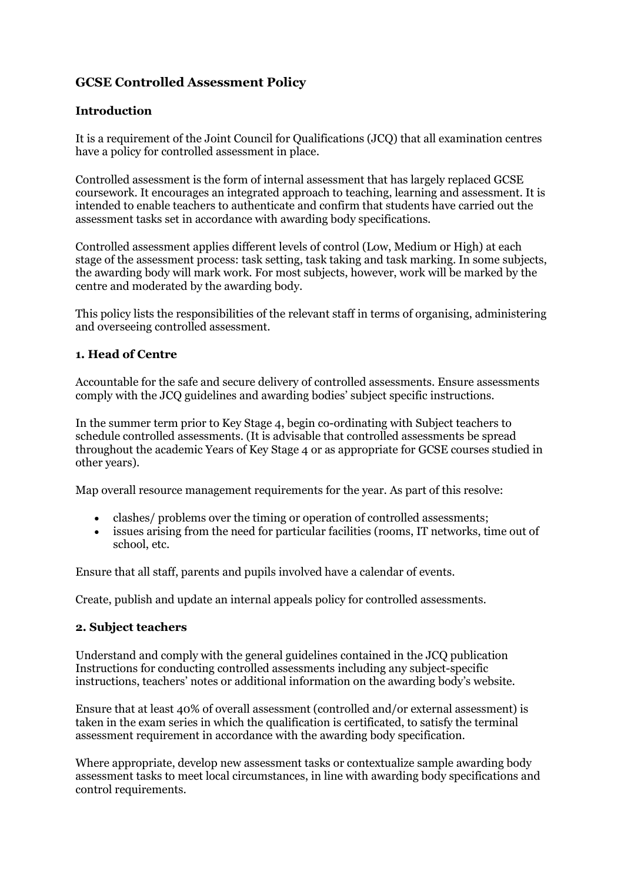# GCSE Controlled Assessment Policy

## Introduction

It is a requirement of the Joint Council for Qualifications (JCQ) that all examination centres have a policy for controlled assessment in place.

Controlled assessment is the form of internal assessment that has largely replaced GCSE coursework. It encourages an integrated approach to teaching, learning and assessment. It is intended to enable teachers to authenticate and confirm that students have carried out the assessment tasks set in accordance with awarding body specifications.

Controlled assessment applies different levels of control (Low, Medium or High) at each stage of the assessment process: task setting, task taking and task marking. In some subjects, the awarding body will mark work. For most subjects, however, work will be marked by the centre and moderated by the awarding body.

This policy lists the responsibilities of the relevant staff in terms of organising, administering and overseeing controlled assessment.

## 1. Head of Centre

Accountable for the safe and secure delivery of controlled assessments. Ensure assessments comply with the JCQ guidelines and awarding bodies' subject specific instructions.

In the summer term prior to Key Stage 4, begin co-ordinating with Subject teachers to schedule controlled assessments. (It is advisable that controlled assessments be spread throughout the academic Years of Key Stage 4 or as appropriate for GCSE courses studied in other years).

Map overall resource management requirements for the year. As part of this resolve:

- clashes/ problems over the timing or operation of controlled assessments;
- issues arising from the need for particular facilities (rooms, IT networks, time out of school, etc.

Ensure that all staff, parents and pupils involved have a calendar of events.

Create, publish and update an internal appeals policy for controlled assessments.

## 2. Subject teachers

Understand and comply with the general guidelines contained in the JCQ publication Instructions for conducting controlled assessments including any subject-specific instructions, teachers' notes or additional information on the awarding body's website.

Ensure that at least 40% of overall assessment (controlled and/or external assessment) is taken in the exam series in which the qualification is certificated, to satisfy the terminal assessment requirement in accordance with the awarding body specification.

Where appropriate, develop new assessment tasks or contextualize sample awarding body assessment tasks to meet local circumstances, in line with awarding body specifications and control requirements.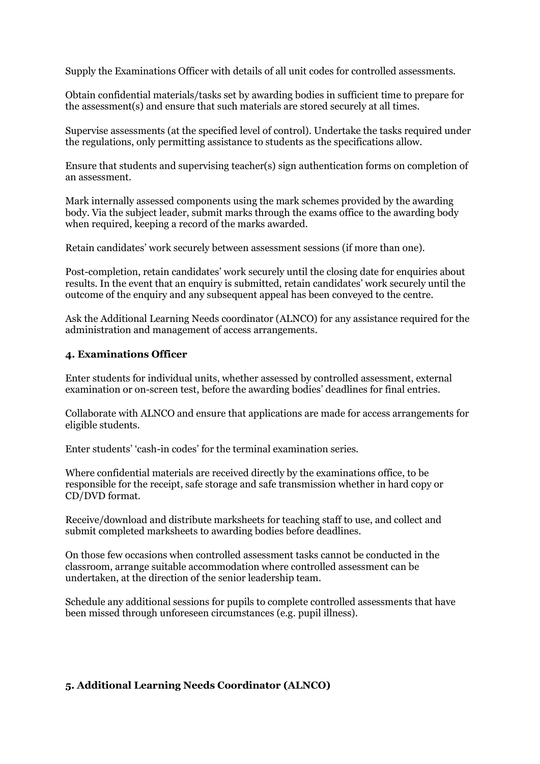Supply the Examinations Officer with details of all unit codes for controlled assessments.

Obtain confidential materials/tasks set by awarding bodies in sufficient time to prepare for the assessment(s) and ensure that such materials are stored securely at all times.

Supervise assessments (at the specified level of control). Undertake the tasks required under the regulations, only permitting assistance to students as the specifications allow.

Ensure that students and supervising teacher(s) sign authentication forms on completion of an assessment.

Mark internally assessed components using the mark schemes provided by the awarding body. Via the subject leader, submit marks through the exams office to the awarding body when required, keeping a record of the marks awarded.

Retain candidates' work securely between assessment sessions (if more than one).

Post-completion, retain candidates' work securely until the closing date for enquiries about results. In the event that an enquiry is submitted, retain candidates' work securely until the outcome of the enquiry and any subsequent appeal has been conveyed to the centre.

Ask the Additional Learning Needs coordinator (ALNCO) for any assistance required for the administration and management of access arrangements.

### 4. Examinations Officer

Enter students for individual units, whether assessed by controlled assessment, external examination or on-screen test, before the awarding bodies' deadlines for final entries.

Collaborate with ALNCO and ensure that applications are made for access arrangements for eligible students.

Enter students' 'cash-in codes' for the terminal examination series.

Where confidential materials are received directly by the examinations office, to be responsible for the receipt, safe storage and safe transmission whether in hard copy or CD/DVD format.

Receive/download and distribute marksheets for teaching staff to use, and collect and submit completed marksheets to awarding bodies before deadlines.

On those few occasions when controlled assessment tasks cannot be conducted in the classroom, arrange suitable accommodation where controlled assessment can be undertaken, at the direction of the senior leadership team.

Schedule any additional sessions for pupils to complete controlled assessments that have been missed through unforeseen circumstances (e.g. pupil illness).

### 5. Additional Learning Needs Coordinator (ALNCO)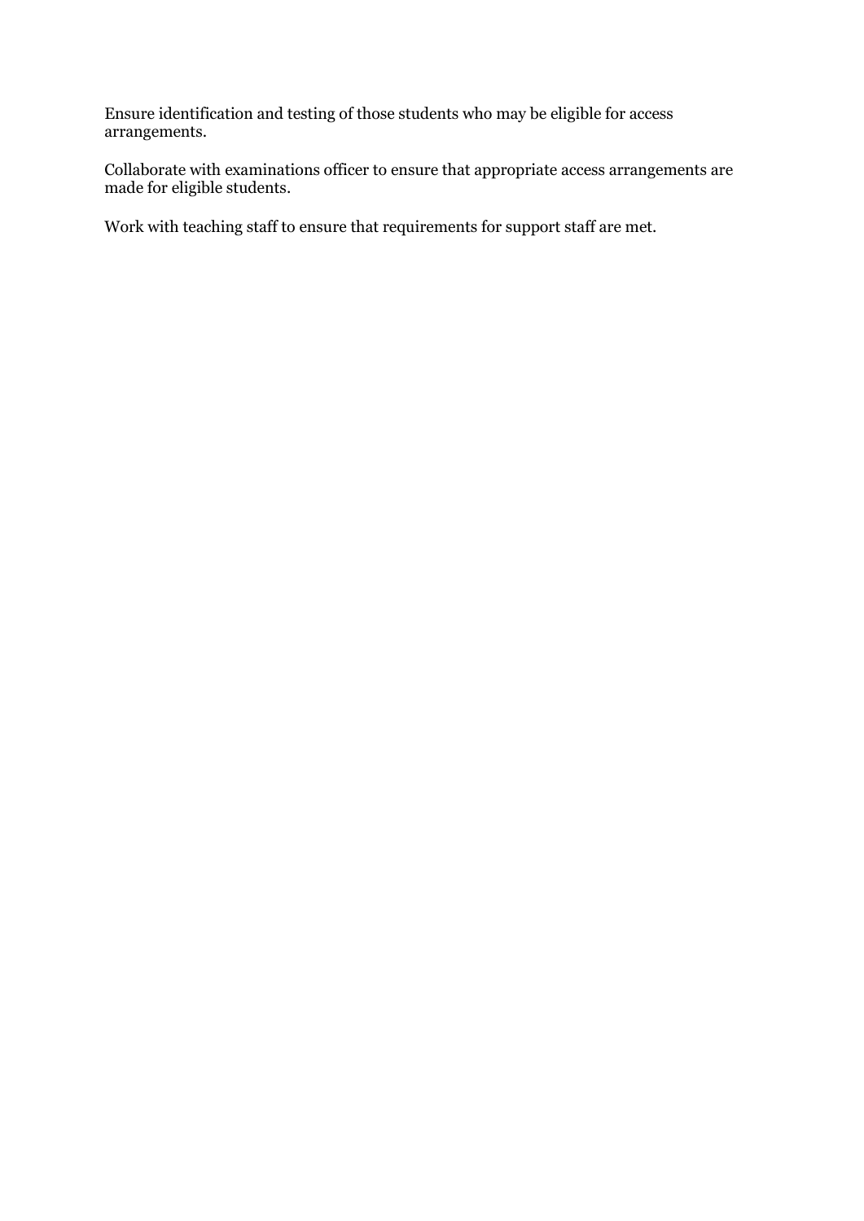Ensure identification and testing of those students who may be eligible for access arrangements.

Collaborate with examinations officer to ensure that appropriate access arrangements are made for eligible students.

Work with teaching staff to ensure that requirements for support staff are met.